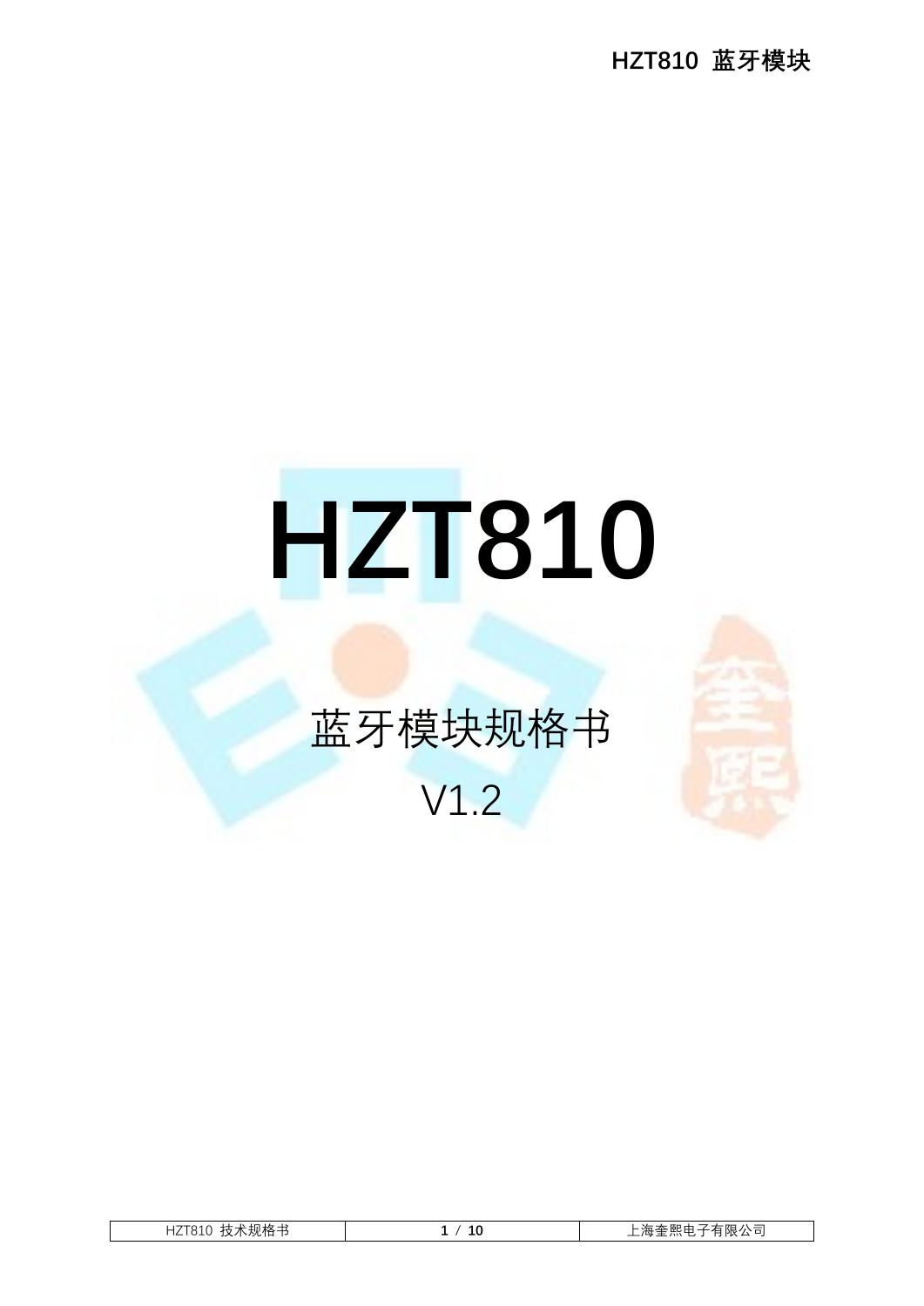# HZT810

## 蓝牙模块规格书

V1.2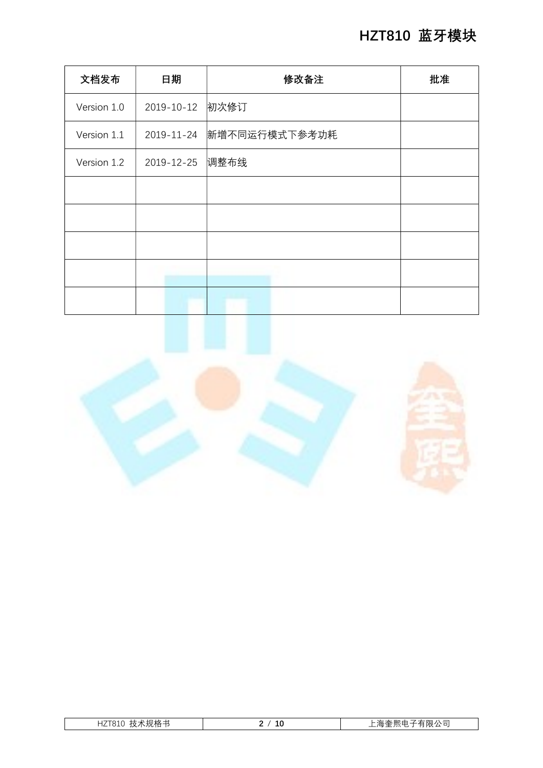| 文档发布 | 日期 | 修改备注 | 批准 |
|---|---|---|---|
| Version 1.0 | 2019-10-12 | 初次修订 | |
| Version 1.1 | 2019-11-24 | 新增不同运行模式下参考功耗 | |
| Version 1.2 | 2019-12-25 | 调整布线 | |
| | | | |
| | | | |
| | | | |
| | | | |
| | | | |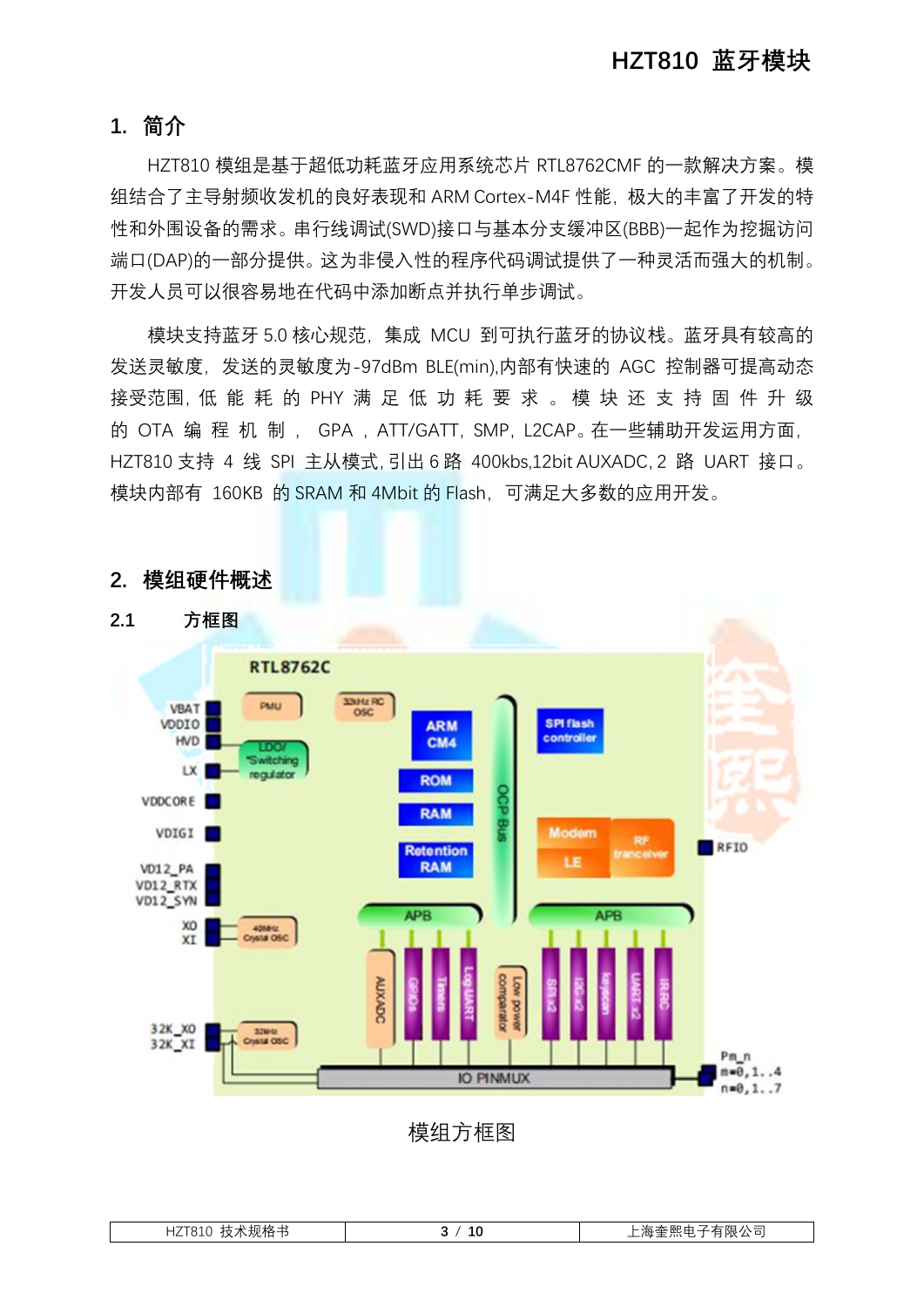## 1. 简介

HZT810 模组是基于超低功耗蓝牙应用系统芯片 RTL8762CMF 的一款解决方案。模组结合了主导射频收发机的良好表现和 ARM Cortex-M4F 性能，极大的丰富了开发的特性和外围设备的需求。串行线调试(SWD)接口与基本分支缓冲区(BBB)一起作为挖掘访问端口(DAP)的一部分提供。这为非侵入性的程序代码调试提供了一种灵活而强大的机制。开发人员可以很容易地在代码中添加断点并执行单步调试。

模块支持蓝牙 5.0 核心规范，集成 MCU 到可执行蓝牙的协议栈。蓝牙具有较高的发送灵敏度，发送的灵敏度为-97dBm BLE(min),内部有快速的 AGC 控制器可提高动态接受范围，低能耗的 PHY 满足低功耗要求。模块还支持固件升级的 OTA 编程机制， GPA ，ATT/GATT，SMP，L2CAP。在一些辅助开发运用方面，HZT810 支持 4 线 SPI 主从模式，引出 6 路 400kbs,12bit AUXADC，2 路 UART 接口。模块内部有 160KB 的 SRAM 和 4Mbit 的 Flash，可满足大多数的应用开发。

## 2. 模组硬件概述

### 2.1 方框图

模组方框图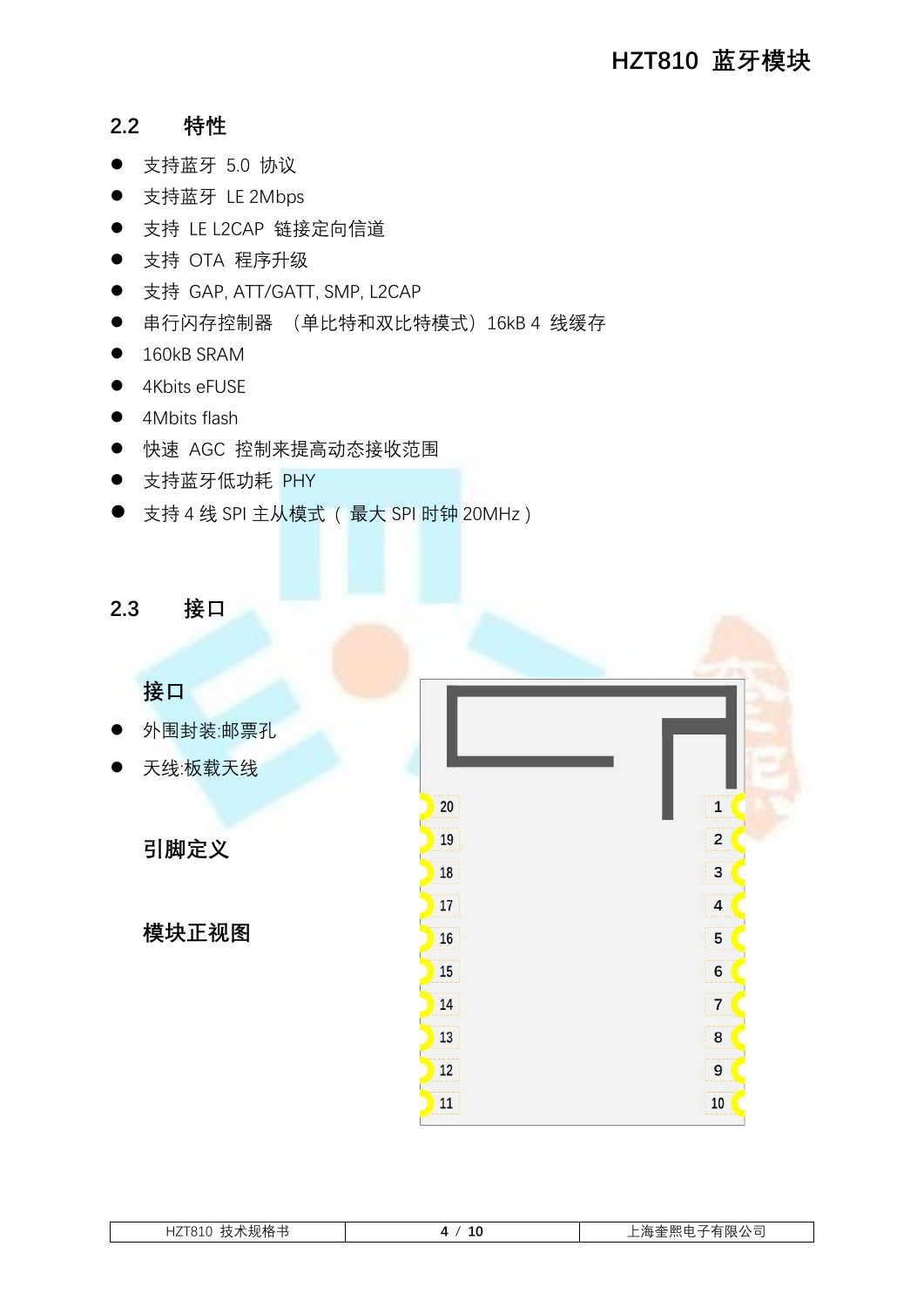## 2.2 特性

- 支持蓝牙 5.0 协议
- 支持蓝牙 LE 2Mbps
- 支持 LE L2CAP 链接定向信道
- 支持 OTA 程序升级
- 支持 GAP, ATT/GATT, SMP, L2CAP
- 串行闪存控制器 （单比特和双比特模式）16kB 4 线缓存
- 160kB SRAM
- 4Kbits eFUSE
- 4Mbits flash
- 快速 AGC 控制来提高动态接收范围
- 支持蓝牙低功耗 PHY
- 支持 4 线 SPI 主从模式（ 最大 SPI 时钟 20MHz ）

## 2.3 接口

### 接口

- 外围封装:邮票孔
- 天线:板载天线

### 引脚定义

### 模块正视图

| 左侧引脚 | 右侧引脚 |
| --- | --- |
| 20 | 1 |
| 19 | 2 |
| 18 | 3 |
| 17 | 4 |
| 16 | 5 |
| 15 | 6 |
| 14 | 7 |
| 13 | 8 |
| 12 | 9 |
| 11 | 10 |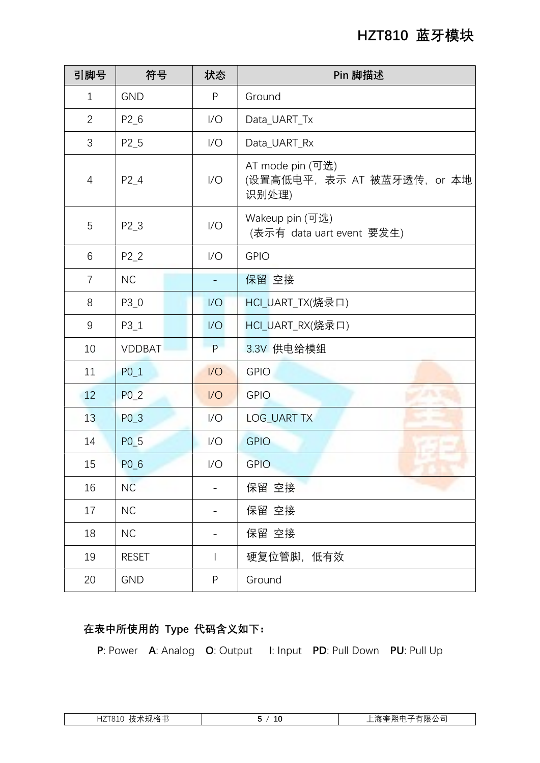| 引脚号 | 符号 | 状态 | Pin 脚描述 |
| --- | --- | --- | --- |
| 1 | GND | P | Ground |
| 2 | P2_6 | I/O | Data_UART_Tx |
| 3 | P2_5 | I/O | Data_UART_Rx |
| 4 | P2_4 | I/O | AT mode pin (可选)<br>(设置高低电平，表示 AT 被蓝牙透传，or 本地识别处理) |
| 5 | P2_3 | I/O | Wakeup pin (可选)<br>(表示有 data uart event 要发生) |
| 6 | P2_2 | I/O | GPIO |
| 7 | NC | - | 保留 空接 |
| 8 | P3_0 | I/O | HCI_UART_TX(烧录口) |
| 9 | P3_1 | I/O | HCI_UART_RX(烧录口) |
| 10 | VDDBAT | P | 3.3V 供电给模组 |
| 11 | P0_1 | I/O | GPIO |
| 12 | P0_2 | I/O | GPIO |
| 13 | P0_3 | I/O | LOG_UART TX |
| 14 | P0_5 | I/O | GPIO |
| 15 | P0_6 | I/O | GPIO |
| 16 | NC | - | 保留 空接 |
| 17 | NC | - | 保留 空接 |
| 18 | NC | - | 保留 空接 |
| 19 | RESET | I | 硬复位管脚，低有效 |
| 20 | GND | P | Ground |

**在表中所使用的 Type 代码含义如下：**

**P**: Power　**A**: Analog　**O**: Output　**I**: Input　**PD**: Pull Down　**PU**: Pull Up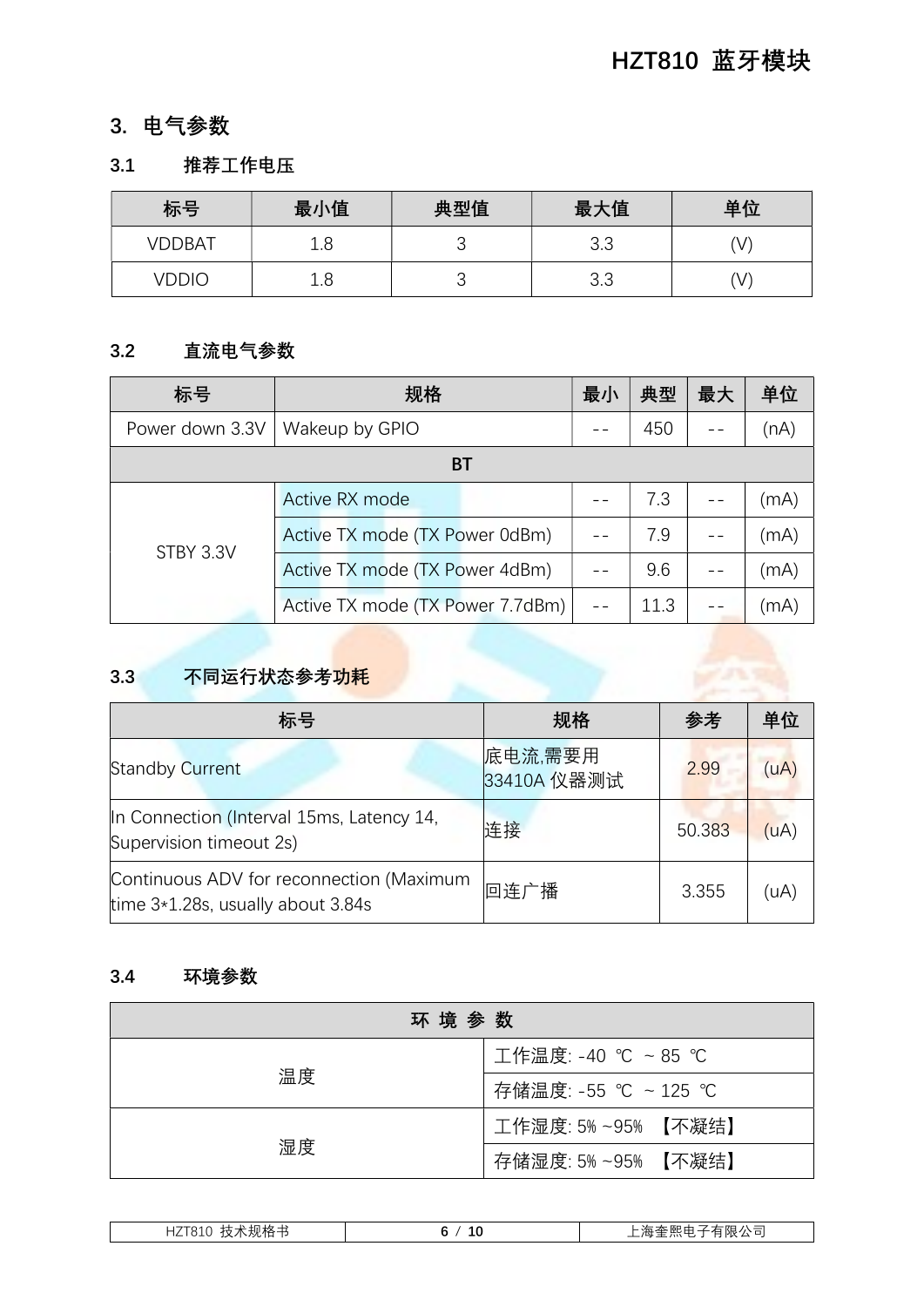## 3. 电气参数

### 3.1 推荐工作电压

| 标号 | 最小值 | 典型值 | 最大值 | 单位 |
| --- | --- | --- | --- | --- |
| VDDBAT | 1.8 | 3 | 3.3 | (V) |
| VDDIO | 1.8 | 3 | 3.3 | (V) |

### 3.2 直流电气参数

| 标号 | 规格 | 最小 | 典型 | 最大 | 单位 |
| --- | --- | --- | --- | --- | --- |
| Power down 3.3V | Wakeup by GPIO | -- | 450 | -- | (nA) |
| BT | | | | | |
| STBY 3.3V | Active RX mode | -- | 7.3 | -- | (mA) |
| | Active TX mode (TX Power 0dBm) | -- | 7.9 | -- | (mA) |
| | Active TX mode (TX Power 4dBm) | -- | 9.6 | -- | (mA) |
| | Active TX mode (TX Power 7.7dBm) | -- | 11.3 | -- | (mA) |

### 3.3 不同运行状态参考功耗

| 标号 | 规格 | 参考 | 单位 |
| --- | --- | --- | --- |
| Standby Current | 底电流,需要用33410A 仪器测试 | 2.99 | (uA) |
| In Connection (Interval 15ms, Latency 14, Supervision timeout 2s) | 连接 | 50.383 | (uA) |
| Continuous ADV for reconnection (Maximum time 3*1.28s, usually about 3.84s | 回连广播 | 3.355 | (uA) |

### 3.4 环境参数

| 环 境 参 数 | |
| --- | --- |
| 温度 | 工作温度: -40 ℃ ~ 85 ℃ |
| | 存储温度: -55 ℃ ~ 125 ℃ |
| 湿度 | 工作湿度: 5% ~95% 【不凝结】 |
| | 存储湿度: 5% ~95% 【不凝结】 |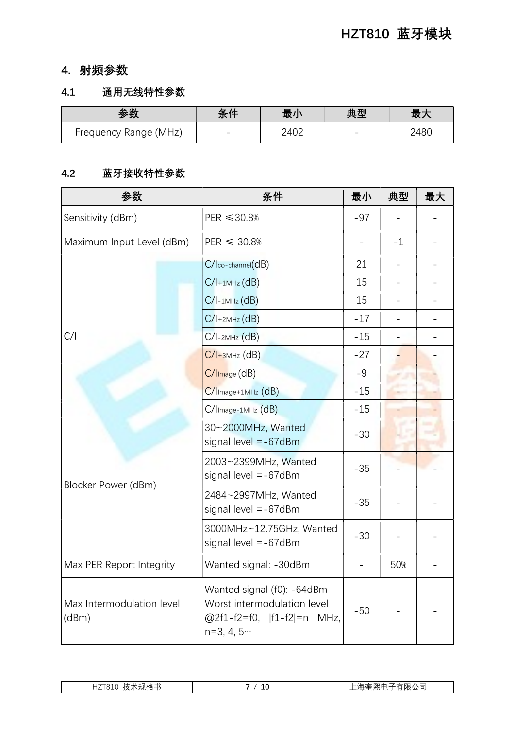## 4. 射频参数

### 4.1 通用无线特性参数

| 参数 | 条件 | 最小 | 典型 | 最大 |
|---|---|---|---|---|
| Frequency Range (MHz) | - | 2402 | - | 2480 |

### 4.2 蓝牙接收特性参数

| 参数 | 条件 | 最小 | 典型 | 最大 |
|---|---|---|---|---|
| Sensitivity (dBm) | PER ≤30.8% | -97 | - | - |
| Maximum Input Level (dBm) | PER ≤ 30.8% | - | -1 | - |
| C/I | $C/I_{co\text{-}channel}$(dB) | 21 | - | - |
| | $C/I_{+1MHz}$ (dB) | 15 | - | - |
| | $C/I_{-1MHz}$ (dB) | 15 | - | - |
| | $C/I_{+2MHz}$ (dB) | -17 | - | - |
| | $C/I_{-2MHz}$ (dB) | -15 | - | - |
| | $C/I_{+3MHz}$ (dB) | -27 | - | - |
| | $C/I_{Image}$ (dB) | -9 | - | - |
| | $C/I_{Image+1MHz}$ (dB) | -15 | - | - |
| | $C/I_{Image-1MHz}$ (dB) | -15 | - | - |
| Blocker Power (dBm) | 30~2000MHz, Wanted signal level =-67dBm | -30 | - | - |
| | 2003~2399MHz, Wanted signal level =-67dBm | -35 | - | - |
| | 2484~2997MHz, Wanted signal level =-67dBm | -35 | - | - |
| | 3000MHz~12.75GHz, Wanted signal level =-67dBm | -30 | - | - |
| Max PER Report Integrity | Wanted signal: -30dBm | - | 50% | - |
| Max Intermodulation level (dBm) | Wanted signal (f0): -64dBm Worst intermodulation level @2f1-f2=f0, \|f1-f2\|=n MHz, n=3, 4, 5… | -50 | - | - |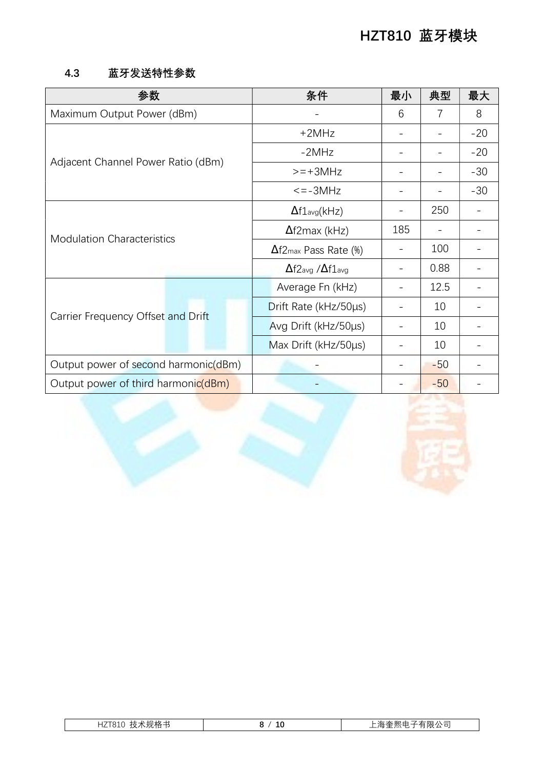### 4.3 蓝牙发送特性参数

| 参数 | 条件 | 最小 | 典型 | 最大 |
|---|---|---|---|---|
| Maximum Output Power (dBm) | - | 6 | 7 | 8 |
| Adjacent Channel Power Ratio (dBm) | +2MHz | - | - | -20 |
| | -2MHz | - | - | -20 |
| | >=+3MHz | - | - | -30 |
| | <=-3MHz | - | - | -30 |
| Modulation Characteristics | $\Delta f1_{avg}$(kHz) | - | 250 | - |
| | $\Delta$f2max (kHz) | 185 | - | - |
| | $\Delta f2_{max}$ Pass Rate (%) | - | 100 | - |
| | $\Delta f2_{avg}$ /$\Delta f1_{avg}$ | - | 0.88 | - |
| Carrier Frequency Offset and Drift | Average Fn (kHz) | - | 12.5 | - |
| | Drift Rate (kHz/50µs) | - | 10 | - |
| | Avg Drift (kHz/50µs) | - | 10 | - |
| | Max Drift (kHz/50µs) | - | 10 | - |
| Output power of second harmonic(dBm) | - | - | -50 | - |
| Output power of third harmonic(dBm) | - | - | -50 | - |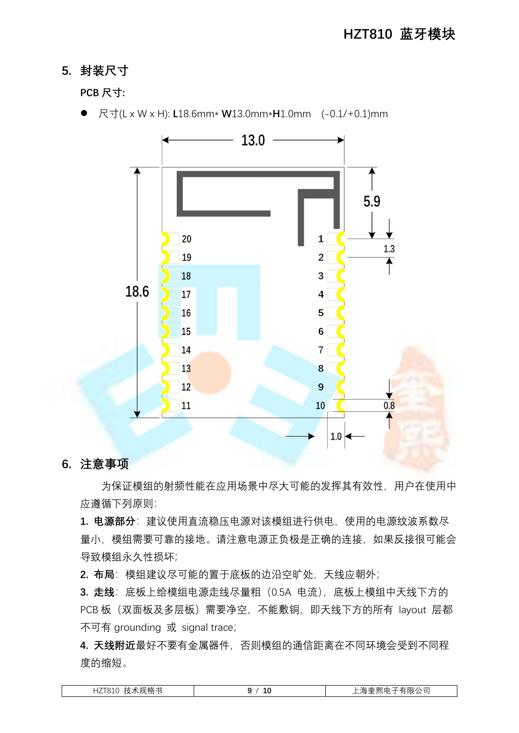## 5. 封装尺寸

**PCB 尺寸:**

- 尺寸(L x W x H): **L**18.6mm* **W**13.0mm***H**1.0mm (-0.1/+0.1)mm

## 6. 注意事项

为保证模组的射频性能在应用场景中尽大可能的发挥其有效性，用户在使用中应遵循下列原则:

**1. 电源部分**: 建议使用直流稳压电源对该模组进行供电，使用的电源纹波系数尽量小，模组需要可靠的接地。请注意电源正负极是正确的连接，如果反接很可能会导致模组永久性损坏;

**2. 布局**: 模组建议尽可能的置于底板的边沿空旷处，天线应朝外;

**3. 走线**: 底板上给模组电源走线尽量粗（0.5A 电流），底板上模组中天线下方的 PCB 板（双面板及多层板）需要净空，不能敷铜，即天线下方的所有 layout 层都不可有 grounding 或 signal trace;

**4. 天线附近**最好不要有金属器件，否则模组的通信距离在不同环境会受到不同程度的缩短。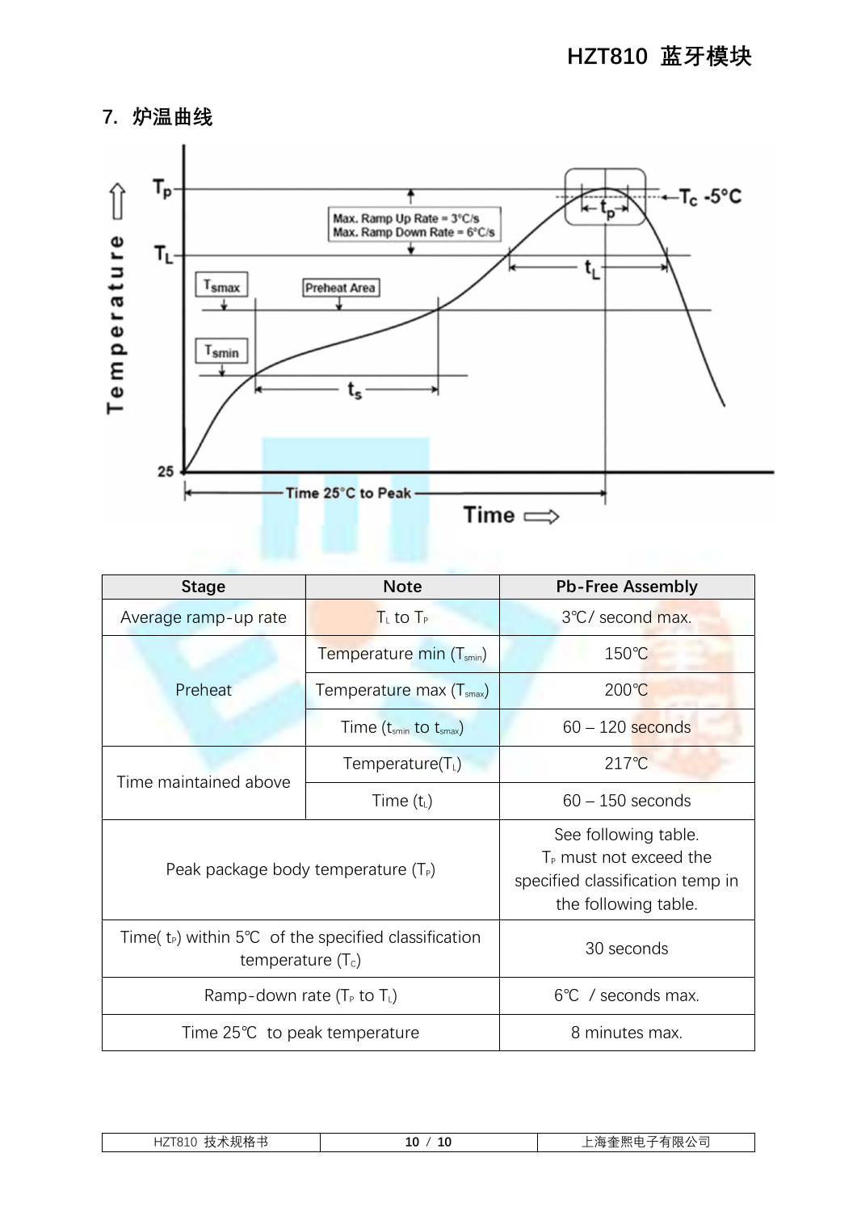## 7. 炉温曲线

$T_p$

$T_L$

$T_{smax}$

$T_{smin}$

Preheat Area

Max. Ramp Up Rate = 3°C/s
Max. Ramp Down Rate = 6°C/s

$t_p$

$T_C$ -5°C

$t_L$

$t_s$

Temperature

25

Time 25°C to Peak

Time

| Stage | Note | Pb-Free Assembly |
|---|---|---|
| Average ramp-up rate | $T_L$ to $T_P$ | 3℃/ second max. |
| Preheat | Temperature min ($T_{smin}$) | 150℃ |
| | Temperature max ($T_{smax}$) | 200℃ |
| | Time ($t_{smin}$ to $t_{smax}$) | 60 – 120 seconds |
| Time maintained above | Temperature($T_L$) | 217℃ |
| | Time ($t_L$) | 60 – 150 seconds |
| Peak package body temperature ($T_P$) | | See following table. $T_P$ must not exceed the specified classification temp in the following table. |
| Time( $t_P$) within 5℃ of the specified classification temperature ($T_C$) | | 30 seconds |
| Ramp-down rate ($T_P$ to $T_L$) | | 6℃ / seconds max. |
| Time 25℃ to peak temperature | | 8 minutes max. |